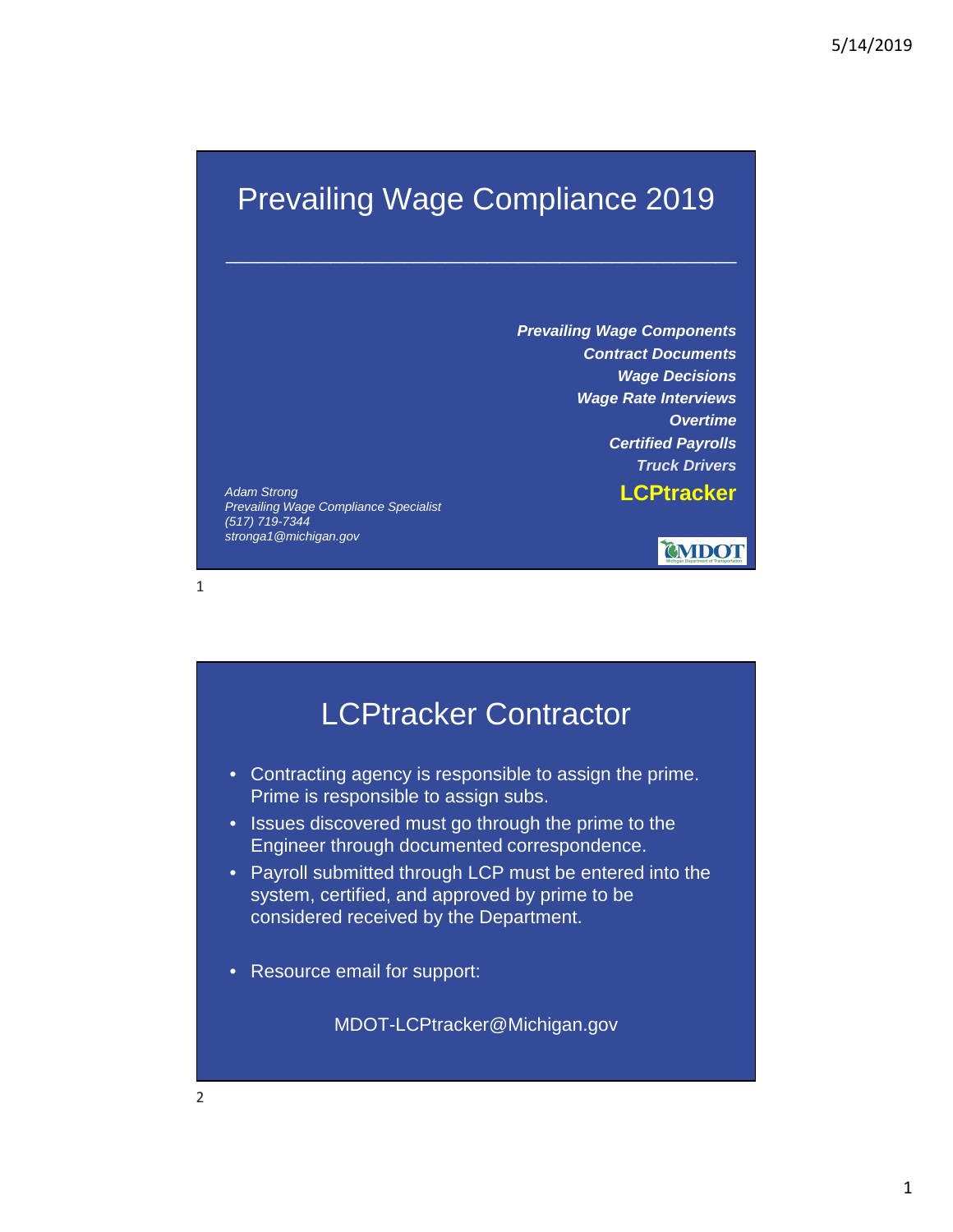# Prevailing Wage Compliance 2019

***Prevailing Wage Components***
***Contract Documents***
***Wage Decisions***
***Wage Rate Interviews***
***Overtime***
***Certified Payrolls***
***Truck Drivers***
**LCPtracker**

*Adam Strong*
*Prevailing Wage Compliance Specialist*
*(517) 719-7344*
*stronga1@michigan.gov*

MDOT

## LCPtracker Contractor

- Contracting agency is responsible to assign the prime. Prime is responsible to assign subs.
- Issues discovered must go through the prime to the Engineer through documented correspondence.
- Payroll submitted through LCP must be entered into the system, certified, and approved by prime to be considered received by the Department.
- Resource email for support:

MDOT-LCPtracker@Michigan.gov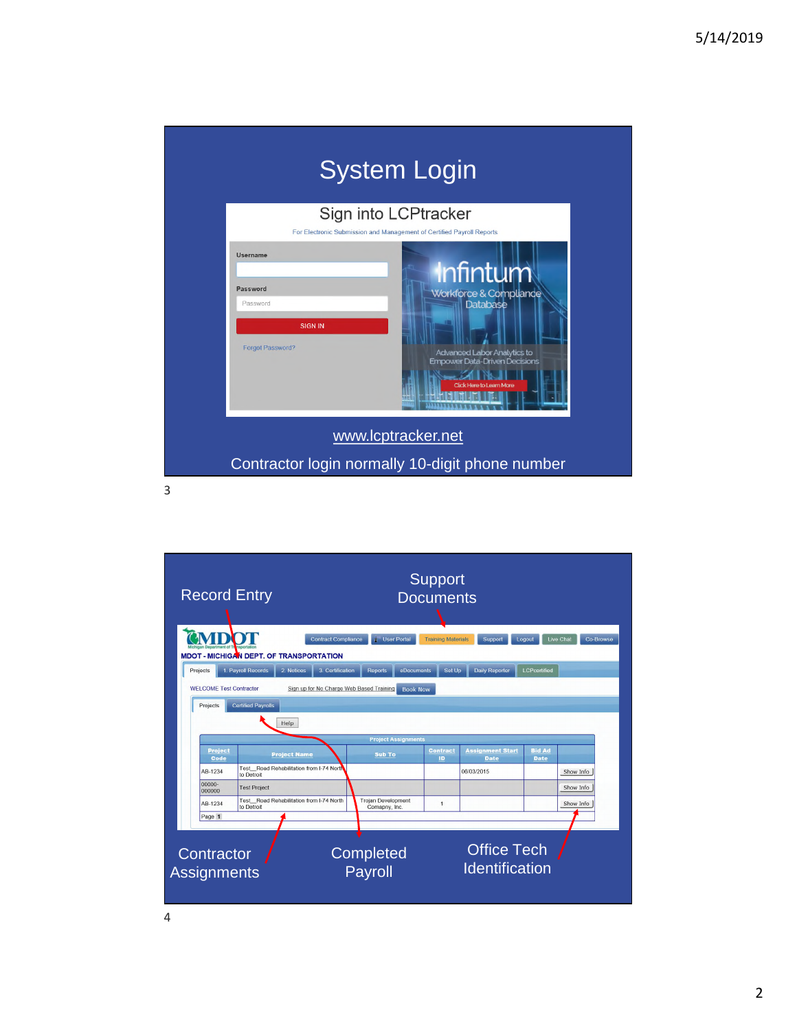# System Login

Sign into LCPtracker

For Electronic Submission and Management of Certified Payroll Reports

Username

Password

SIGN IN

Forgot Password?

Infintum Workforce & Compliance Database

Advanced Labor Analytics to Empower Data-Driven Decisions

Click Here to Learn More

www.lcptracker.net

Contractor login normally 10-digit phone number

---

Record Entry

Support Documents

MDOT - MICHIGAN DEPT. OF TRANSPORTATION

Contract Compliance | User Portal | Training Materials | Support | Logout | Live Chat | Co-Browse

Projects | 1. Payroll Records | 2. Notices | 3. Certification | Reports | eDocuments | Set Up | Daily Reporter | LCPcertified

WELCOME Test Contractor — Sign up for No Charge Web Based Training — Book Now

Projects | Certified Payrolls

Help

Project Assignments

| Project Code | Project Name | Sub To | Contract ID | Assignment Start Date | Bid Ad Date | |
|---|---|---|---|---|---|---|
| AB-1234 | Test__Road Rehabilitation from I-74 North to Detroit | | | 06/03/2015 | | Show Info |
| 00000-000000 | Test Project | | | | | Show Info |
| AB-1234 | Test__Road Rehabilitation from I-74 North to Detroit | Trojan Development Company, Inc. | 1 | | | Show Info |

Page 1

Contractor Assignments

Completed Payroll

Office Tech Identification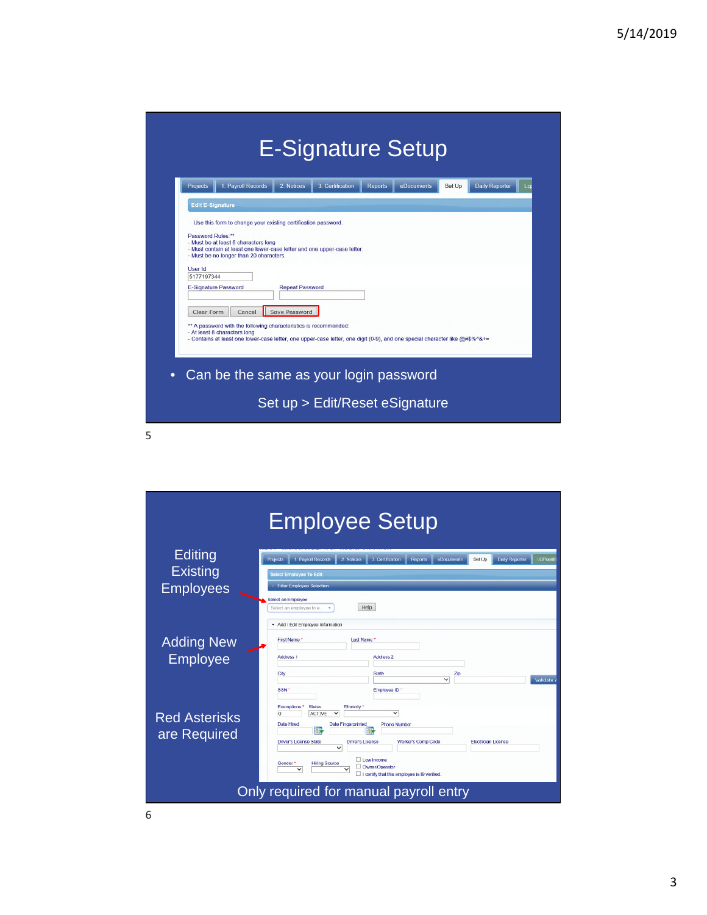# E-Signature Setup

Edit E-Signature

Use this form to change your existing certification password.

Password Rules:**
- Must be at least 6 characters long
- Must contain at least one lower-case letter and one upper-case letter.
- Must be no longer than 20 characters.

User Id
5177197344

E-Signature Password | Repeat Password

Clear Form | Cancel | Save Password

** A password with the following characteristics is recommended:
- At least 8 characters long
- Contains at least one lower-case letter, one upper-case letter, one digit (0-9), and one special character like @#$%^&+=

- Can be the same as your login password

Set up > Edit/Reset eSignature

# Employee Setup

Editing Existing Employees

Adding New Employee

Red Asterisks are Required

Select Employee To Edit

Filter Employee Selection

Select an Employee

Add / Edit Employee Information

First Name * | Last Name *
Address 1 | Address 2
City | State | Zip
SSN * | Employee ID *
Exemptions * | Status | Ethnicity *
Date Hired | Date Fingerprinted | Phone Number
Driver's License State | Driver's License | Worker's Comp Code | Electrician License
Gender * | Hiring Source | Low Income | Owner/Operator | I certify that this employee is I9 verified.

Only required for manual payroll entry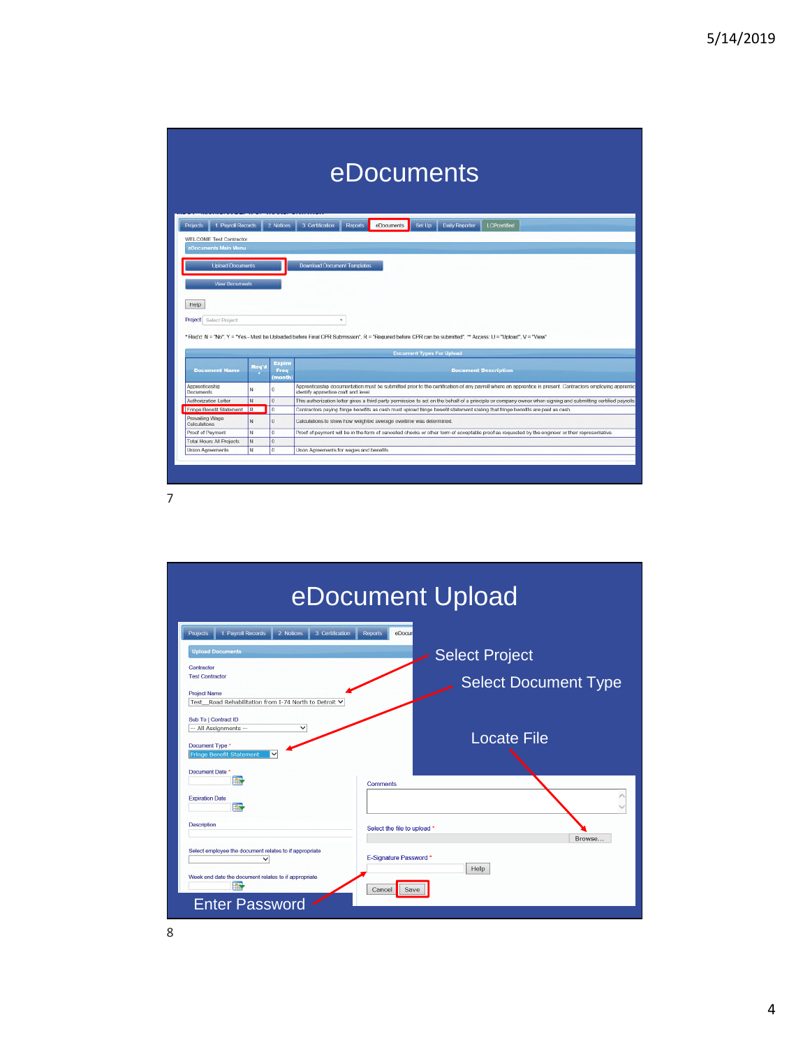# eDocuments

Projects | 1. Payroll Records | 2. Notices | 3. Certification | Reports | eDocuments | Set Up | Daily Reporter | LCPcertified

WELCOME Test Contractor

eDocuments Main Menu

Upload Documents | Download Document Templates

View Documents

Help

Project: Select Project

* Req'd: N = "No", Y = "Yes - Must be Uploaded before Final CPR Submission", R = "Required before CPR can be submitted", ** Access: U = "Upload", V = "View"

Document Types For Upload

| Document Name | Req'd * | Expire Freq (month) | Document Description |
|---|---|---|---|
| Apprenticeship Documents | N | 0 | Apprenticeship documentation must be submitted prior to the certification of any payroll where an apprentice is present. Contractors employing apprentic... identify apprentice craft and level |
| Authorization Letter | N | 0 | This authorization letter gives a third party permission to act on the behalf of a principle or company owner when signing and submitting certified payrolls |
| Fringe Benefit Statement | R | 0 | Contractors paying fringe benefits as cash must upload fringe benefit statement stating that fringe benefits are paid as cash |
| Prevailing Wage Calculations | N | 0 | Calculations to show how weighted average overtime was determined. |
| Proof of Payment | N | 0 | Proof of payment will be in the form of cancelled checks or other form of acceptable proof as requested by the engineer or their representative. |
| Total Hours All Projects | N | 0 | |
| Union Agreements | N | 0 | Union Agreements for wages and benefits |

# eDocument Upload

Projects | 1. Payroll Records | 2. Notices | 3. Certification | Reports | eDocu...

Upload Documents

Contractor: Test Contractor

Project Name: Test__Road Rehabilitation from I-74 North to Detroit

Sub To | Contract ID: -- All Assignments --

Document Type *: Fringe Benefit Statement

Document Date *

Expiration Date

Description

Select employee the document relates to if appropriate

Week end date the document relates to if appropriate

Comments

Select the file to upload * — Browse...

E-Signature Password * — Help

Cancel | Save

- Select Project
- Select Document Type
- Locate File
- Enter Password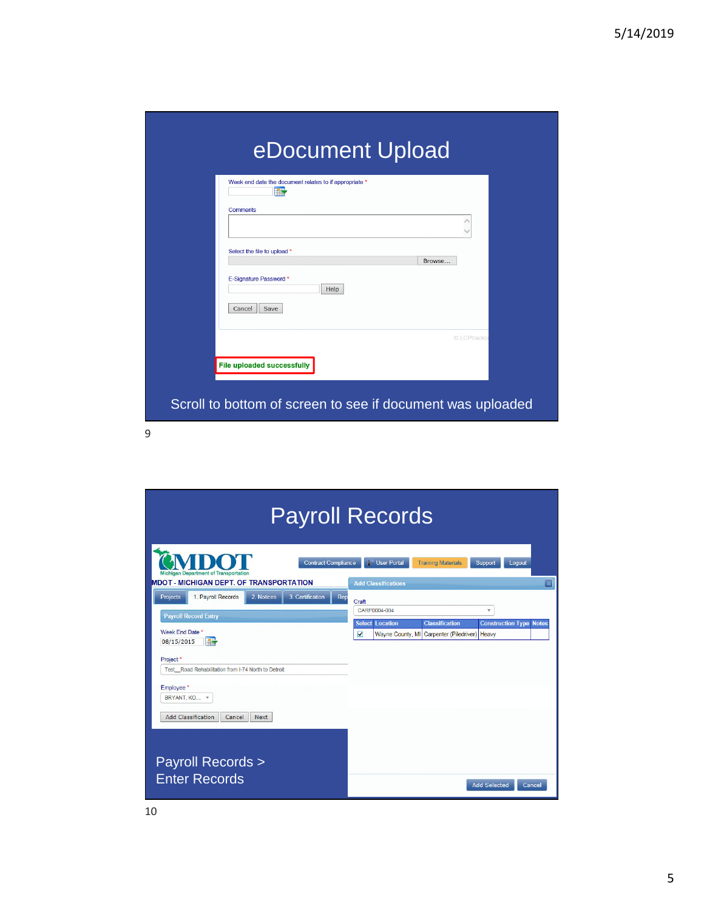# eDocument Upload

Week end date the document relates to if appropriate *

Comments

Select the file to upload *

Browse...

E-Signature Password *

Help

Cancel Save

© LCPtracker

**File uploaded successfully**

Scroll to bottom of screen to see if document was uploaded

# Payroll Records

MDOT Michigan Department of Transportation

Contract Compliance | User Portal | Training Materials | Support | Logout

MDOT - MICHIGAN DEPT. OF TRANSPORTATION

Projects | 1. Payroll Records | 2. Notices | 3. Certification | Rep

Payroll Record Entry

Week End Date *
08/15/2015

Project *
Test__Road Rehabilitation from I-74 North to Detroit

Employee *
BRYANT, KO...

Add Classification | Cancel | Next

Add Classifications

Craft
CARP0004-004

| Select | Location | Classification | Construction Type | Notes |
|---|---|---|---|---|
| ☑ | Wayne County, MI | Carpenter (Piledriver) | Heavy | |

Add Selected | Cancel

Payroll Records > Enter Records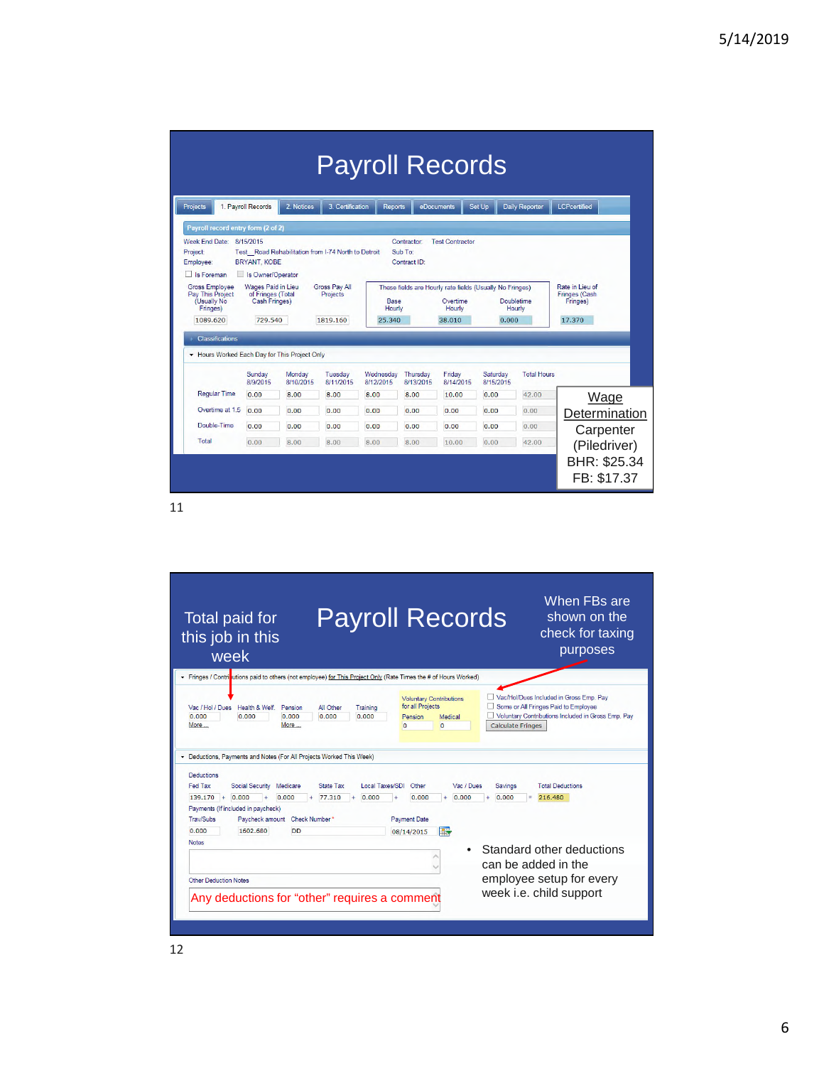# Payroll Records

Projects | 1. Payroll Records | 2. Notices | 3. Certification | Reports | eDocuments | Set Up | Daily Reporter | LCPcertified

**Payroll record entry form (2 of 2)**

Week End Date: 8/15/2015
Project: Test_Road Rehabilitation from I-74 North to Detroit
Employee: BRYANT, KOBE

Contractor: Test Contractor
Sub To:
Contract ID:

☐ Is Foreman ☐ Is Owner/Operator

| Gross Employee Pay This Project (Usually No Fringes) | Wages Paid in Lieu of Fringes (Total Cash Fringes) | Gross Pay All Projects | Base Hourly | Overtime Hourly | Doubletime Hourly | Rate in Lieu of Fringes (Cash Fringes) |
|---|---|---|---|---|---|---|
| 1089.620 | 729.540 | 1819.160 | 25.340 | 38.010 | 0.000 | 17.370 |

These fields are Hourly rate fields (Usually No Fringes)

Classifications

Hours Worked Each Day for This Project Only

| | Sunday 8/9/2015 | Monday 8/10/2015 | Tuesday 8/11/2015 | Wednesday 8/12/2015 | Thursday 8/13/2015 | Friday 8/14/2015 | Saturday 8/15/2015 | Total Hours |
|---|---|---|---|---|---|---|---|---|
| Regular Time | 0.00 | 8.00 | 8.00 | 8.00 | 8.00 | 10.00 | 0.00 | 42.00 |
| Overtime at 1.5 | 0.00 | 0.00 | 0.00 | 0.00 | 0.00 | 0.00 | 0.00 | 0.00 |
| Double-Time | 0.00 | 0.00 | 0.00 | 0.00 | 0.00 | 0.00 | 0.00 | 0.00 |
| Total | 0.00 | 8.00 | 8.00 | 8.00 | 8.00 | 10.00 | 0.00 | 42.00 |

Wage Determination
Carpenter (Piledriver)
BHR: $25.34
FB: $17.37

# Payroll Records

Total paid for this job in this week

When FBs are shown on the check for taxing purposes

Fringes / Contributions paid to others (not employee) for This Project Only (Rate Times the # of Hours Worked)

| Vac / Hol / Dues | Health & Welf. | Pension | All Other | Training |
|---|---|---|---|---|
| 0.000 | 0.000 | 0.000 | 0.000 | 0.000 |

Voluntary Contributions for all Projects: Pension 0, Medical 0

☐ Vac/Hol/Dues Included in Gross Emp. Pay
☐ Some or All Fringes Paid to Employee
☐ Voluntary Contributions Included in Gross Emp. Pay
Calculate Fringes

Deductions, Payments and Notes (For All Projects Worked This Week)

Deductions

| Fed Tax | Social Security | Medicare | State Tax | Local Taxes/SDI | Other | Vac / Dues | Savings | Total Deductions |
|---|---|---|---|---|---|---|---|---|
| 139.170 | 0.000 | 0.000 | 77.310 | 0.000 | 0.000 | 0.000 | 0.000 | 216.480 |

Payments (If included in paycheck)

| Trav/Subs | Paycheck amount | Check Number* | Payment Date |
|---|---|---|---|
| 0.000 | 1602.680 | DD | 08/14/2015 |

Notes

Other Deduction Notes

Any deductions for "other" requires a comment

- Standard other deductions can be added in the employee setup for every week i.e. child support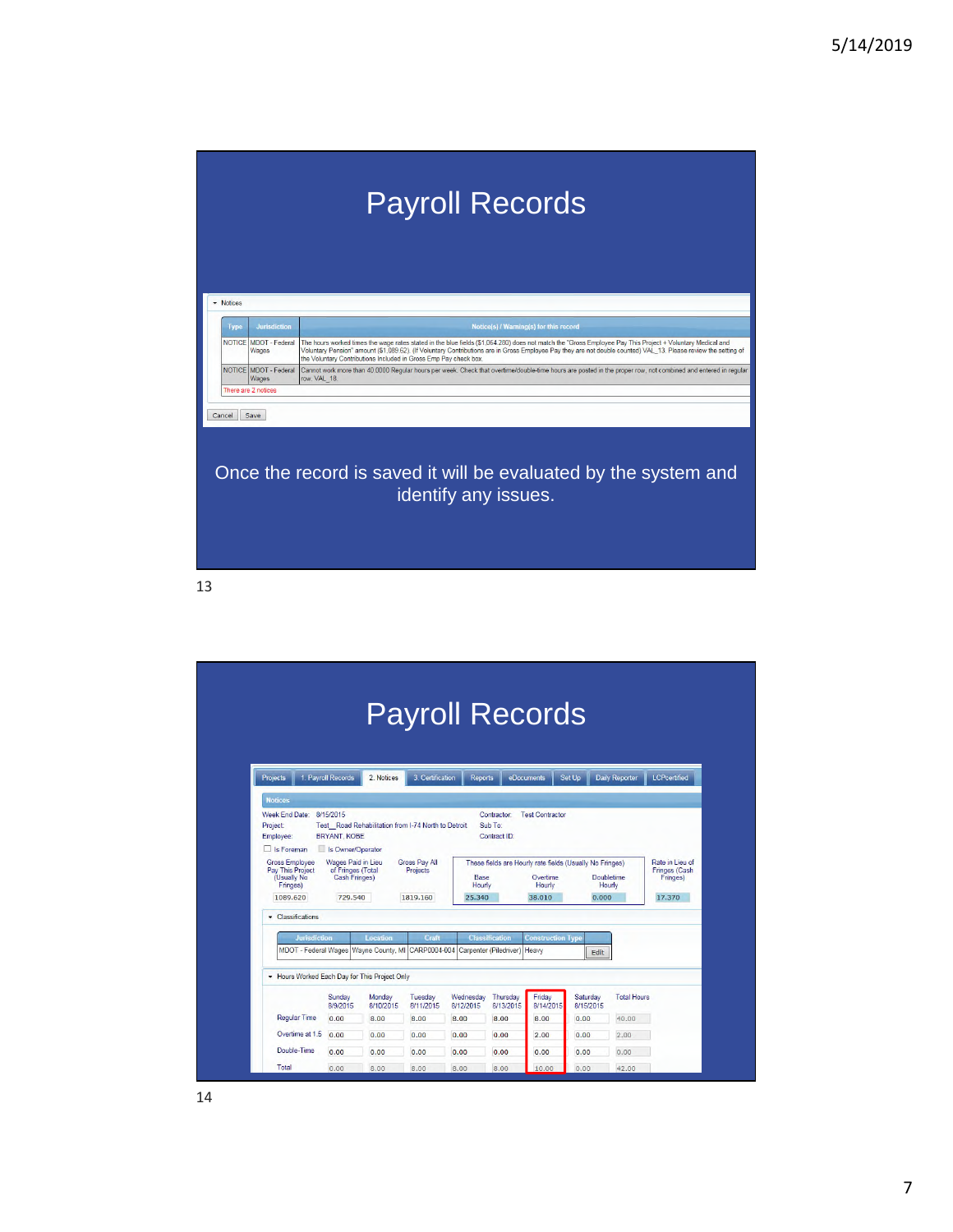# Payroll Records

▾ Notices

| Type | Jurisdiction | Notice(s) / Warning(s) for this record |
|---|---|---|
| NOTICE | MDOT - Federal Wages | The hours worked times the wage rates stated in the blue fields ($1,064.280) does not match the "Gross Employee Pay This Project + Voluntary Medical and Voluntary Pension" amount ($1,089.62). (If Voluntary Contributions are in Gross Employee Pay they are not double counted) VAL_13. Please review the setting of the Voluntary Contributions Included in Gross Emp Pay check box. |
| NOTICE | MDOT - Federal Wages | Cannot work more than 40.0000 Regular hours per week. Check that overtime/double-time hours are posted in the proper row, not combined and entered in regular row. VAL_18. |

There are 2 notices

Cancel | Save

Once the record is saved it will be evaluated by the system and identify any issues.

# Payroll Records

Projects | 1. Payroll Records | 2. Notices | 3. Certification | Reports | eDocuments | Set Up | Daily Reporter | LCPcertified

**Notices**

Week End Date: 8/15/2015 — Contractor: Test Contractor
Project: Test_ Road Rehabilitation from I-74 North to Detroit — Sub To:
Employee: BRYANT, KOBE — Contract ID:

☐ Is Foreman ☐ Is Owner/Operator

| Gross Employee Pay This Project (Usually No Fringes) | Wages Paid in Lieu of Fringes (Total Cash Fringes) | Gross Pay All Projects | Base Hourly | Overtime Hourly | Doubletime Hourly | Rate in Lieu of Fringes (Cash Fringes) |
|---|---|---|---|---|---|---|
| 1089.620 | 729.540 | 1819.160 | 25.340 | 38.010 | 0.000 | 17.370 |

These fields are Hourly rate fields (Usually No Fringes)

▾ Classifications

| Jurisdiction | Location | Craft | Classification | Construction Type |
|---|---|---|---|---|
| MDOT - Federal Wages | Wayne County, MI | CARP0004-004 | Carpenter (Piledriver) | Heavy |

▾ Hours Worked Each Day for This Project Only

| | Sunday 8/9/2015 | Monday 8/10/2015 | Tuesday 8/11/2015 | Wednesday 8/12/2015 | Thursday 8/13/2015 | Friday 8/14/2015 | Saturday 8/15/2015 | Total Hours |
|---|---|---|---|---|---|---|---|---|
| Regular Time | 0.00 | 8.00 | 8.00 | 8.00 | 8.00 | 8.00 | 0.00 | 40.00 |
| Overtime at 1.5 | 0.00 | 0.00 | 0.00 | 0.00 | 0.00 | 2.00 | 0.00 | 2.00 |
| Double-Time | 0.00 | 0.00 | 0.00 | 0.00 | 0.00 | 0.00 | 0.00 | 0.00 |
| Total | 0.00 | 8.00 | 8.00 | 8.00 | 8.00 | 10.00 | 0.00 | 42.00 |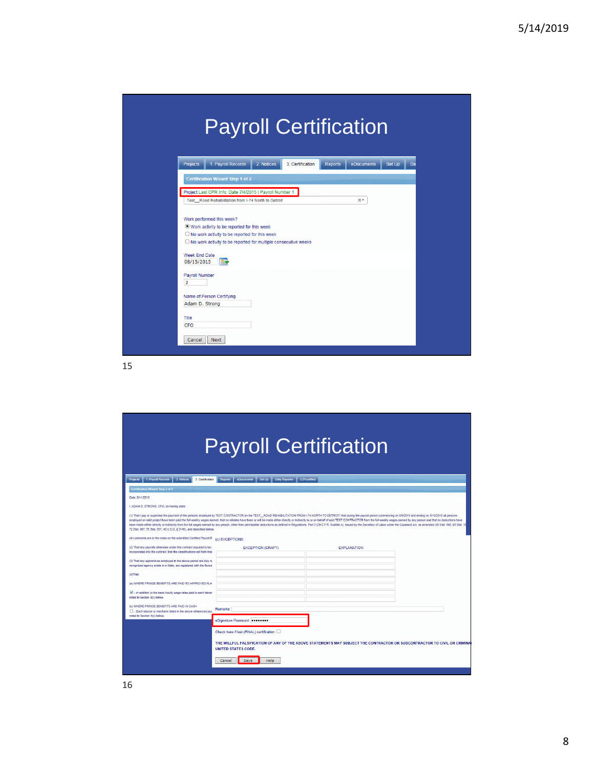# Payroll Certification

Projects | 1. Payroll Records | 2. Notices | 3. Certification | Reports | eDocuments | Set Up | Da

Certification Wizard Step 1 of 2

Project Last CPR Info: Date 7/4/2015 | Payroll Number 1

Test__Road Rehabilitation from I-74 North to Detroit

Work performed this week?

- Work activity to be reported for this week
- No work activity to be reported for this week
- No work activity to be reported for multiple consecutive weeks

Week End Date
08/15/2015

Payroll Number
2

Name of Person Certifying
Adam D. Strong

Title
CFO

Cancel | Next

# Payroll Certification

Projects | 1. Payroll Records | 2. Notices | 3. Certification | Reports | eDocuments | Set Up | Daily Reporter | LCPcertified

Certification Wizard Step 2 of 2

Date: 8/11/2015

I, ADAM D. STRONG, CFO, do hereby state:

(1) That I pay or supervise the payment of the persons employed by TEST CONTRACTOR on the TEST__ROAD REHABILITATION FROM I-74 NORTH TO DETROIT; that during the payroll period commencing on 8/9/2015 and ending on 8/15/2015 all persons employed on said project have been paid the full weekly wages earned, that no rebates have been or will be made either directly or indirectly to or on behalf of said TEST CONTRACTOR from the full weekly wages earned by any person and that no deductions have been made either directly or indirectly from the full wages earned by any person, other than permissible deductions as defined in Regulations, Part 3 (29 C.F.R. Subtitle A), issued by the Secretary of Labor under the Copeland Act, as amended (48 Stat. 948, 63 Stat. 108, 72 Stat. 967; 76 Stat. 357; 40 U.S.C. § 3145), and described below:

All comments are in the notes on the submitted Certified Payroll R...

(2) That any payrolls otherwise under this contract required to be ... incorporated into the contract; that the classifications set forth ther...

(3) That any apprentices employed in the above period are duly re... recognized agency exists in a State, are registered with the Burea...

(4) That:

(a) WHERE FRINGE BENEFITS ARE PAID TO APPROVED PLA...

☑ - in addition to the basic hourly wage rates paid to each labore... noted in section 4(c) below.

(b) WHERE FRINGE BENEFITS ARE PAID IN CASH

☐ - Each laborer or mechanic listed in the above referenced pay... noted in Section 4(c) below.

(c) EXCEPTIONS:

| EXCEPTION (CRAFT) | EXPLANATION |
|---|---|
| | |
| | |
| | |
| | |
| | |
| | |
| | |

Remarks:

eSignature Password: ••••••••

Check here if last (FINAL) certification ☐

THE WILLFUL FALSIFICATION OF ANY OF THE ABOVE STATEMENTS MAY SUBJECT THE CONTRACTOR OR SUBCONTRACTOR TO CIVIL OR CRIMINA... UNITED STATES CODE.

Cancel | Save | Help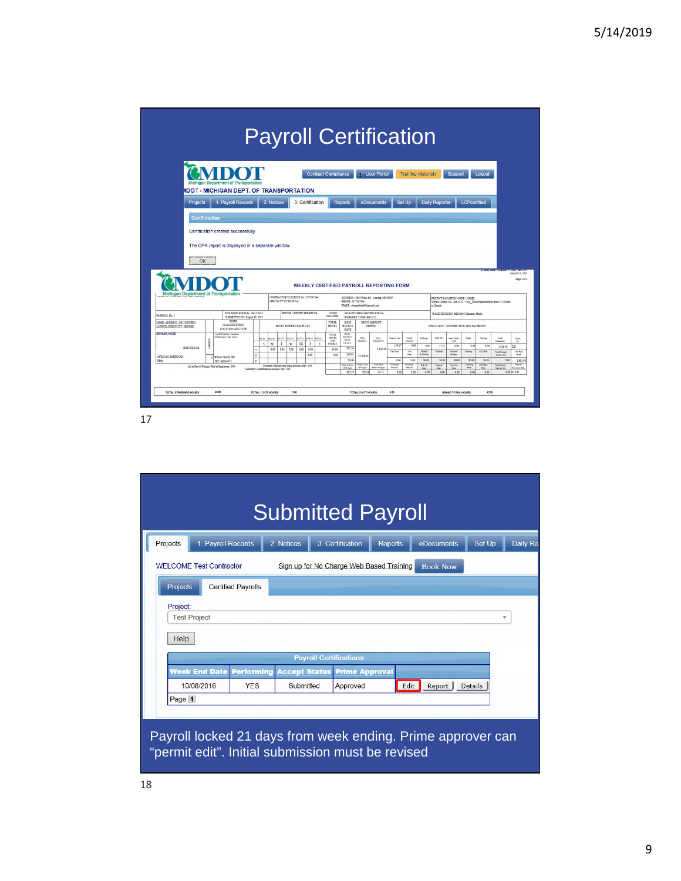# Payroll Certification

MDOT - MICHIGAN DEPT. OF TRANSPORTATION

Projects | 1. Payroll Records | 2. Notices | 3. Certification | Reports | eDocuments | Set Up | Daily Reporter | LCPtracker

**Confirmation**

Certification created successfully.

The CPR report is displayed in a separate window.

OK

WEEKLY CERTIFIED PAYROLL REPORTING FORM

TOTAL STANDARD HOURS: 40.00 TOTAL 1.5 OT HOURS: 2.00 TOTAL 2.0 OT HOURS: 0.00 GRAND TOTAL HOURS: 42.00

17

# Submitted Payroll

Projects | 1. Payroll Records | 2. Notices | 3. Certification | Reports | eDocuments | Set Up | Daily Re

WELCOME Test Contractor — Sign up for No Charge Web Based Training — Book Now

Projects | Certified Payrolls

Project: Test Project

Help

| Payroll Certifications | | | | |
|---|---|---|---|---|
| Week End Date | Performing | Accept Status | Prime Approval | |
| 10/08/2016 | YES | Submitted | Approved | Edit Report Details |

Page 1

Payroll locked 21 days from week ending. Prime approver can "permit edit". Initial submission must be revised

18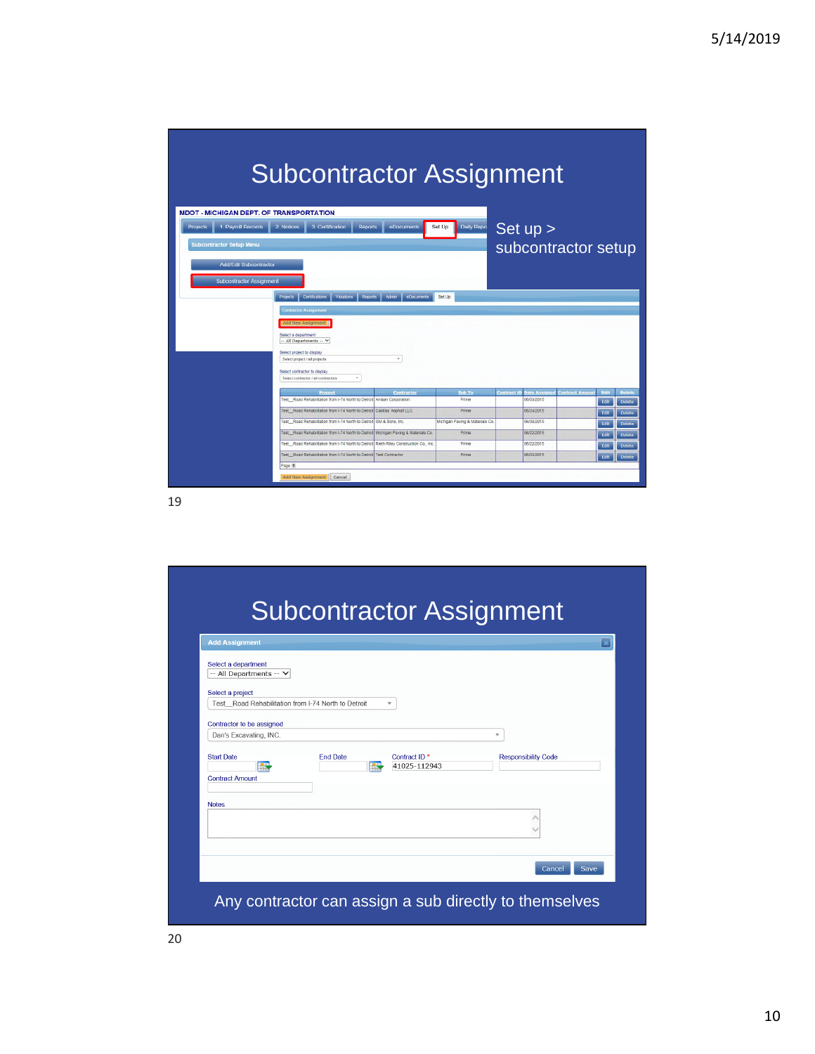# Subcontractor Assignment

Set up > subcontractor setup

MDOT - MICHIGAN DEPT. OF TRANSPORTATION

Projects | 1. Payroll Records | 2. Notices | 3. Certification | Reports | eDocuments | Set Up | Daily Repo

Subcontractor Setup Menu

- Add/Edit Subcontractor
- Subcontractor Assignment

Contractor Assignment

Add New Assignment

Select a department: -- All Departments --

Select project to display: Select project / all projects

Select contractor to display: Select contractor / all contractors

| Project | Contractor | Sub To | Contract ID | Date Assigned | Contract Amount | Edit | Delete |
|---|---|---|---|---|---|---|---|
| Test__Road Rehabilitation from I-74 North to Detroit | Anlaan Corporation | Prime | | 06/03/2015 | | Edit | Delete |
| Test__Road Rehabilitation from I-74 North to Detroit | Cadillac Asphalt LLC | Prime | | 06/24/2015 | | Edit | Delete |
| Test__Road Rehabilitation from I-74 North to Detroit | GM & Sons, Inc. | Michigan Paving & Materials Co. | | 06/30/2015 | | Edit | Delete |
| Test__Road Rehabilitation from I-74 North to Detroit | Michigan Paving & Materials Co. | Prime | | 06/22/2015 | | Edit | Delete |
| Test__Road Rehabilitation from I-74 North to Detroit | Rieth-Riley Construction Co., Inc. | Prime | | 06/22/2015 | | Edit | Delete |
| Test__Road Rehabilitation from I-74 North to Detroit | Test Contractor | Prime | | 06/03/2015 | | Edit | Delete |

Page 1

Add New Assignment | Cancel

# Subcontractor Assignment

Add Assignment

Select a department: -- All Departments --

Select a project: Test__Road Rehabilitation from I-74 North to Detroit

Contractor to be assigned: Dan's Excavating, INC.

Start Date | End Date | Contract ID * 41025-112943 | Responsibility Code

Contract Amount

Notes

Cancel | Save

Any contractor can assign a sub directly to themselves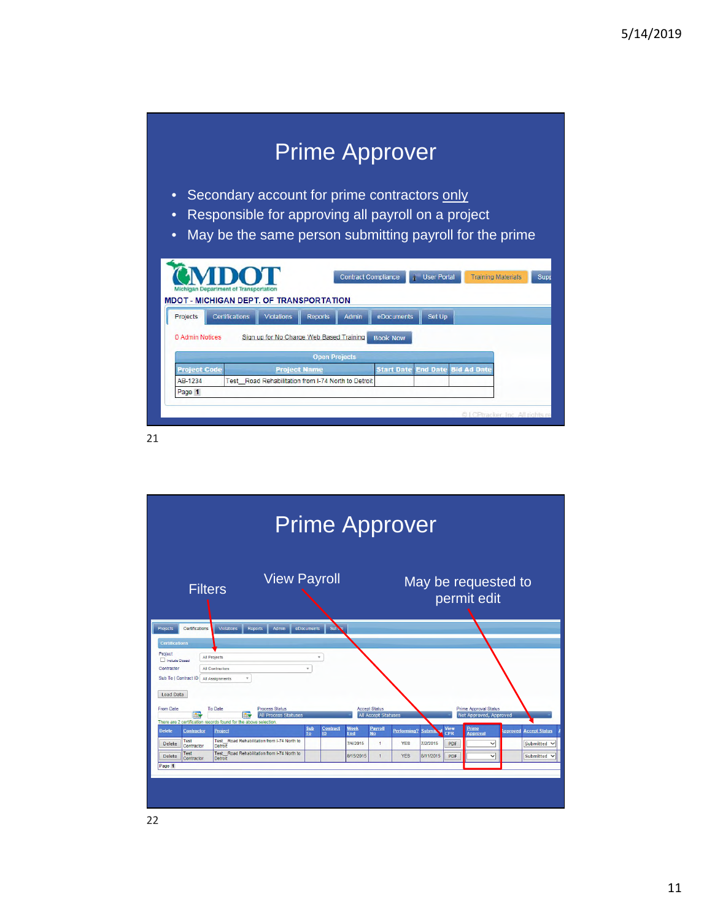# Prime Approver

- Secondary account for prime contractors only
- Responsible for approving all payroll on a project
- May be the same person submitting payroll for the prime

MDOT
Michigan Department of Transportation

Contract Compliance | User Portal | Training Materials | Supp

MDOT - MICHIGAN DEPT. OF TRANSPORTATION

Projects | Certifications | Violations | Reports | Admin | eDocuments | Set Up

0 Admin Notices    Sign up for No Charge Web Based Training  Book Now

Open Projects

| Project Code | Project Name | Start Date | End Date | Bid Ad Date |
|---|---|---|---|---|
| AB-1234 | Test__Road Rehabilitation from I-74 North to Detroit | | | |

Page 1

21

# Prime Approver

Filters

View Payroll

May be requested to permit edit

Projects | Certifications | Violations | Reports | Admin | eDocuments | Set Up

Certifications

Project: All Projects
Include Closed
Contractor: All Contractors
Sub To | Contract ID: All Assignments

Load Data

From Date | To Date | Process Status: All Process Statuses | Accept Status: All Accept Statuses | Prime Approval Status: Not Approved, Approved

There are 2 certification records found for the above selection.

| Delete | Contractor | Project | Sub To | Contract ID | Week End | Payroll No | Performing? | Submitted | View CPR | Prime Approval | Approved | Accept Status |
|---|---|---|---|---|---|---|---|---|---|---|---|---|
| Delete | Test Contractor | Test__Road Rehabilitation from I-74 North to Detroit | | | 7/4/2015 | 1 | YES | 7/2/2015 | PDF | | | Submitted |
| Delete | Test Contractor | Test__Road Rehabilitation from I-74 North to Detroit | | | 8/15/2015 | 1 | YES | 8/11/2015 | PDF | | | Submitted |

Page 1

22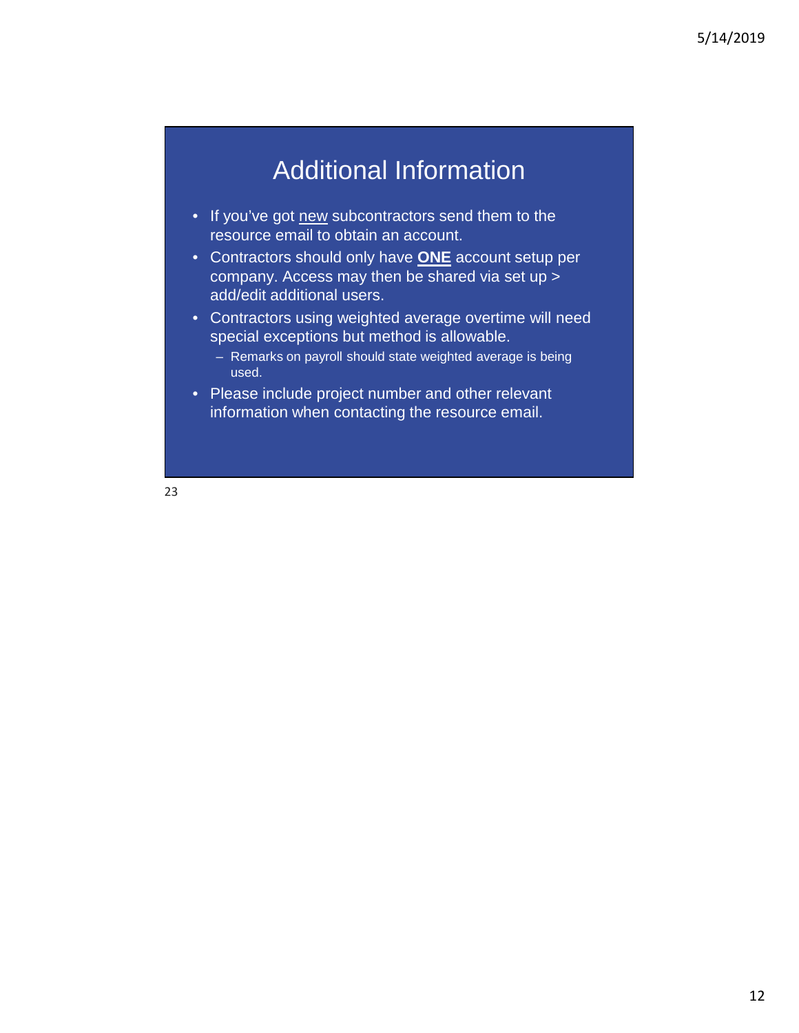# Additional Information

- If you've got <u>new</u> subcontractors send them to the resource email to obtain an account.
- Contractors should only have **<u>ONE</u>** account setup per company. Access may then be shared via set up > add/edit additional users.
- Contractors using weighted average overtime will need special exceptions but method is allowable.
  - Remarks on payroll should state weighted average is being used.
- Please include project number and other relevant information when contacting the resource email.

23